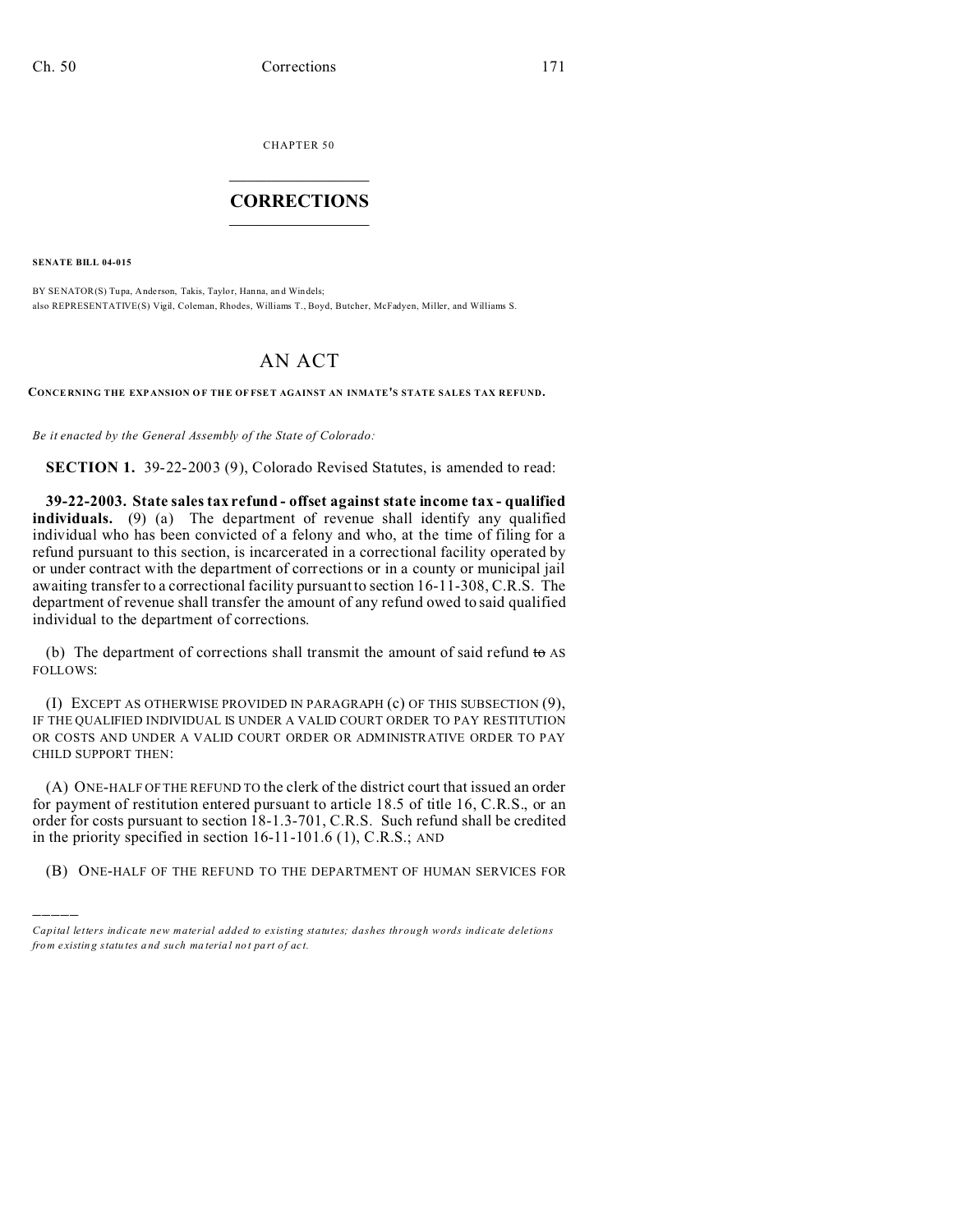CHAPTER 50

# CORRECTIONS

**SENATE BILL 04-015**

BY SENATOR(S) Tupa, Anderson, Takis, Taylor, Hanna, and Windels;
also REPRESENTATIVE(S) Vigil, Coleman, Rhodes, Williams T., Boyd, Butcher, McFadyen, Miller, and Williams S.

# AN ACT

**CONCERNING THE EXPANSION OF THE OFFSET AGAINST AN INMATE'S STATE SALES TAX REFUND.**

*Be it enacted by the General Assembly of the State of Colorado:*

**SECTION 1.** 39-22-2003 (9), Colorado Revised Statutes, is amended to read:

**39-22-2003. State sales tax refund - offset against state income tax - qualified individuals.** (9) (a) The department of revenue shall identify any qualified individual who has been convicted of a felony and who, at the time of filing for a refund pursuant to this section, is incarcerated in a correctional facility operated by or under contract with the department of corrections or in a county or municipal jail awaiting transfer to a correctional facility pursuant to section 16-11-308, C.R.S. The department of revenue shall transfer the amount of any refund owed to said qualified individual to the department of corrections.

(b) The department of corrections shall transmit the amount of said refund ~~to~~ AS FOLLOWS:

(I) EXCEPT AS OTHERWISE PROVIDED IN PARAGRAPH (c) OF THIS SUBSECTION (9), IF THE QUALIFIED INDIVIDUAL IS UNDER A VALID COURT ORDER TO PAY RESTITUTION OR COSTS AND UNDER A VALID COURT ORDER OR ADMINISTRATIVE ORDER TO PAY CHILD SUPPORT THEN:

(A) ONE-HALF OF THE REFUND TO the clerk of the district court that issued an order for payment of restitution entered pursuant to article 18.5 of title 16, C.R.S., or an order for costs pursuant to section 18-1.3-701, C.R.S. Such refund shall be credited in the priority specified in section 16-11-101.6 (1), C.R.S.; AND

(B) ONE-HALF OF THE REFUND TO THE DEPARTMENT OF HUMAN SERVICES FOR

---

*Capital letters indicate new material added to existing statutes; dashes through words indicate deletions from existing statutes and such material not part of act.*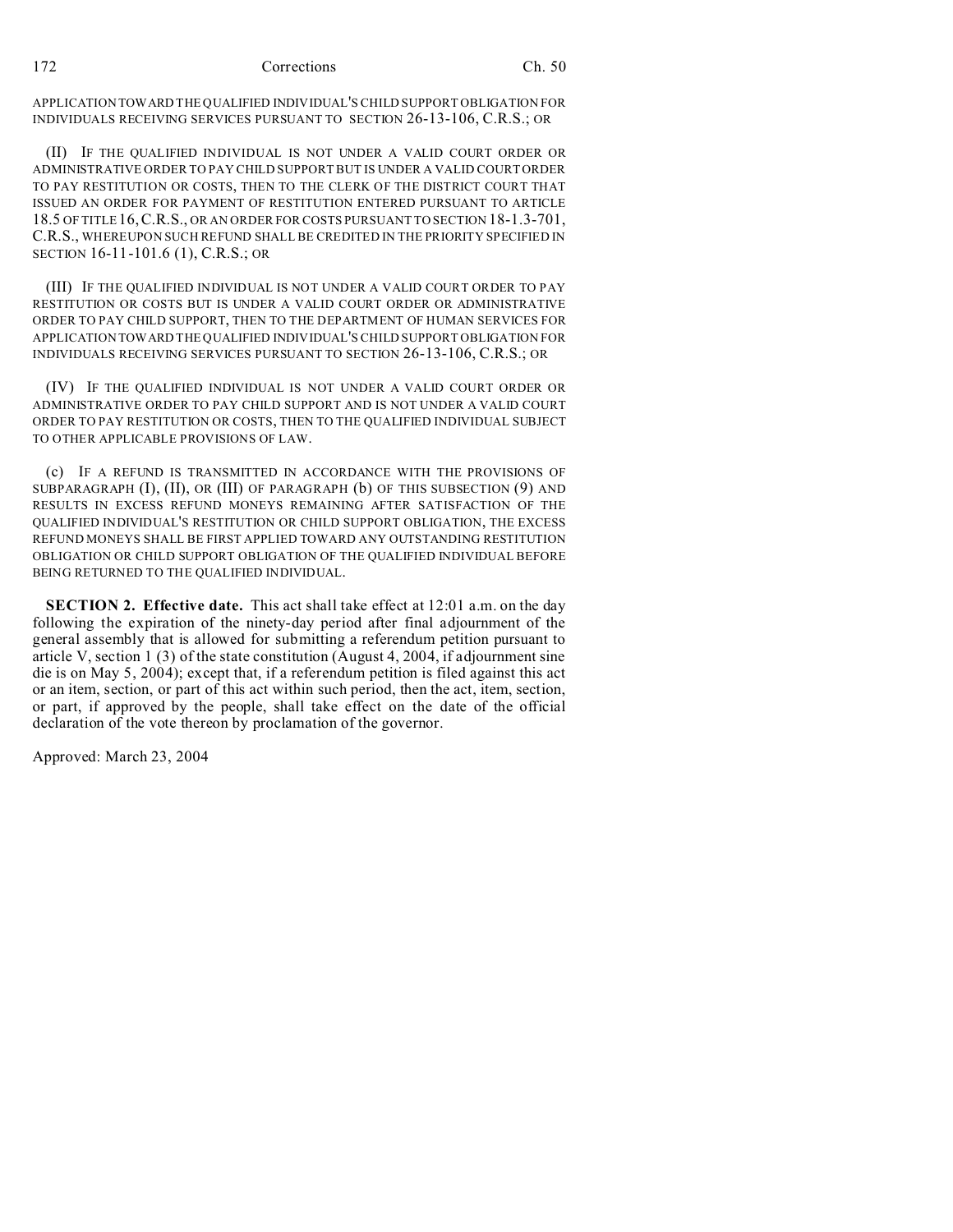APPLICATION TOWARD THE QUALIFIED INDIVIDUAL'S CHILD SUPPORT OBLIGATION FOR INDIVIDUALS RECEIVING SERVICES PURSUANT TO SECTION 26-13-106, C.R.S.; OR

(II) IF THE QUALIFIED INDIVIDUAL IS NOT UNDER A VALID COURT ORDER OR ADMINISTRATIVE ORDER TO PAY CHILD SUPPORT BUT IS UNDER A VALID COURT ORDER TO PAY RESTITUTION OR COSTS, THEN TO THE CLERK OF THE DISTRICT COURT THAT ISSUED AN ORDER FOR PAYMENT OF RESTITUTION ENTERED PURSUANT TO ARTICLE 18.5 OF TITLE 16, C.R.S., OR AN ORDER FOR COSTS PURSUANT TO SECTION 18-1.3-701, C.R.S., WHEREUPON SUCH REFUND SHALL BE CREDITED IN THE PRIORITY SPECIFIED IN SECTION 16-11-101.6 (1), C.R.S.; OR

(III) IF THE QUALIFIED INDIVIDUAL IS NOT UNDER A VALID COURT ORDER TO PAY RESTITUTION OR COSTS BUT IS UNDER A VALID COURT ORDER OR ADMINISTRATIVE ORDER TO PAY CHILD SUPPORT, THEN TO THE DEPARTMENT OF HUMAN SERVICES FOR APPLICATION TOWARD THE QUALIFIED INDIVIDUAL'S CHILD SUPPORT OBLIGATION FOR INDIVIDUALS RECEIVING SERVICES PURSUANT TO SECTION 26-13-106, C.R.S.; OR

(IV) IF THE QUALIFIED INDIVIDUAL IS NOT UNDER A VALID COURT ORDER OR ADMINISTRATIVE ORDER TO PAY CHILD SUPPORT AND IS NOT UNDER A VALID COURT ORDER TO PAY RESTITUTION OR COSTS, THEN TO THE QUALIFIED INDIVIDUAL SUBJECT TO OTHER APPLICABLE PROVISIONS OF LAW.

(c) IF A REFUND IS TRANSMITTED IN ACCORDANCE WITH THE PROVISIONS OF SUBPARAGRAPH (I), (II), OR (III) OF PARAGRAPH (b) OF THIS SUBSECTION (9) AND RESULTS IN EXCESS REFUND MONEYS REMAINING AFTER SATISFACTION OF THE QUALIFIED INDIVIDUAL'S RESTITUTION OR CHILD SUPPORT OBLIGATION, THE EXCESS REFUND MONEYS SHALL BE FIRST APPLIED TOWARD ANY OUTSTANDING RESTITUTION OBLIGATION OR CHILD SUPPORT OBLIGATION OF THE QUALIFIED INDIVIDUAL BEFORE BEING RETURNED TO THE QUALIFIED INDIVIDUAL.

**SECTION 2. Effective date.** This act shall take effect at 12:01 a.m. on the day following the expiration of the ninety-day period after final adjournment of the general assembly that is allowed for submitting a referendum petition pursuant to article V, section 1 (3) of the state constitution (August 4, 2004, if adjournment sine die is on May 5, 2004); except that, if a referendum petition is filed against this act or an item, section, or part of this act within such period, then the act, item, section, or part, if approved by the people, shall take effect on the date of the official declaration of the vote thereon by proclamation of the governor.

Approved: March 23, 2004